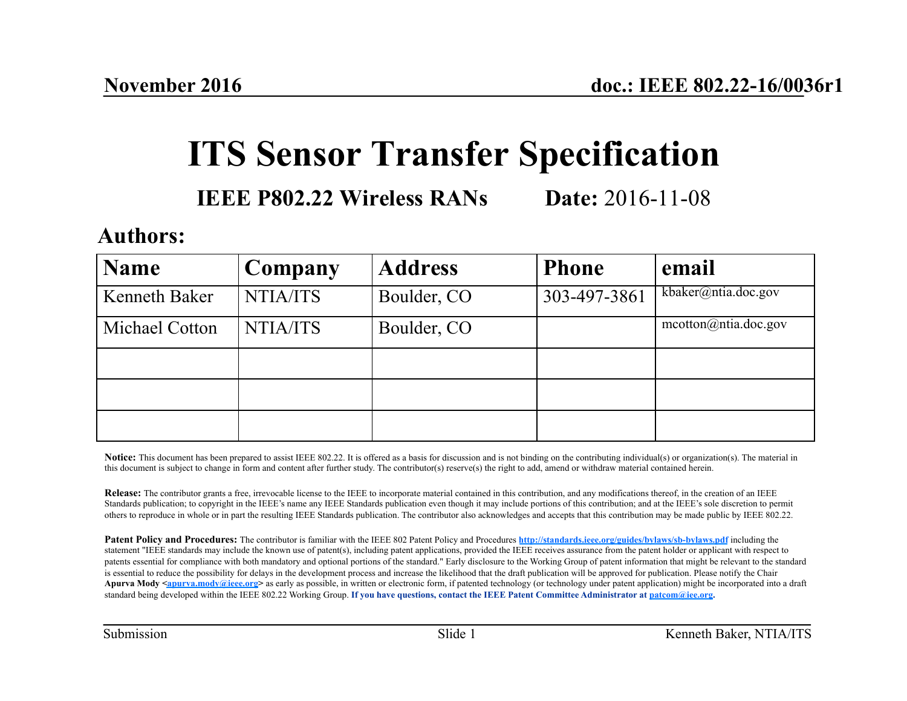# ITS Sensor Transfer Specification

**IEEE P802.22 Wireless RANs** **Date:** 2016-11-08

## Authors:

| Name | Company | Address | Phone | email |
|---|---|---|---|---|
| Kenneth Baker | NTIA/ITS | Boulder, CO | 303-497-3861 | kbaker@ntia.doc.gov |
| Michael Cotton | NTIA/ITS | Boulder, CO | | mcotton@ntia.doc.gov |
| | | | | |
| | | | | |
| | | | | |

**Notice:** This document has been prepared to assist IEEE 802.22. It is offered as a basis for discussion and is not binding on the contributing individual(s) or organization(s). The material in this document is subject to change in form and content after further study. The contributor(s) reserve(s) the right to add, amend or withdraw material contained herein.

**Release:** The contributor grants a free, irrevocable license to the IEEE to incorporate material contained in this contribution, and any modifications thereof, in the creation of an IEEE Standards publication; to copyright in the IEEE's name any IEEE Standards publication even though it may include portions of this contribution; and at the IEEE's sole discretion to permit others to reproduce in whole or in part the resulting IEEE Standards publication. The contributor also acknowledges and accepts that this contribution may be made public by IEEE 802.22.

**Patent Policy and Procedures:** The contributor is familiar with the IEEE 802 Patent Policy and Procedures http://standards.ieee.org/guides/bylaws/sb-bylaws.pdf including the statement "IEEE standards may include the known use of patent(s), including patent applications, provided the IEEE receives assurance from the patent holder or applicant with respect to patents essential for compliance with both mandatory and optional portions of the standard." Early disclosure to the Working Group of patent information that might be relevant to the standard is essential to reduce the possibility for delays in the development process and increase the likelihood that the draft publication will be approved for publication. Please notify the Chair **Apurva Mody <apurva.mody@ieee.org>** as early as possible, in written or electronic form, if patented technology (or technology under patent application) might be incorporated into a draft standard being developed within the IEEE 802.22 Working Group. **If you have questions, contact the IEEE Patent Committee Administrator at patcom@iee.org.**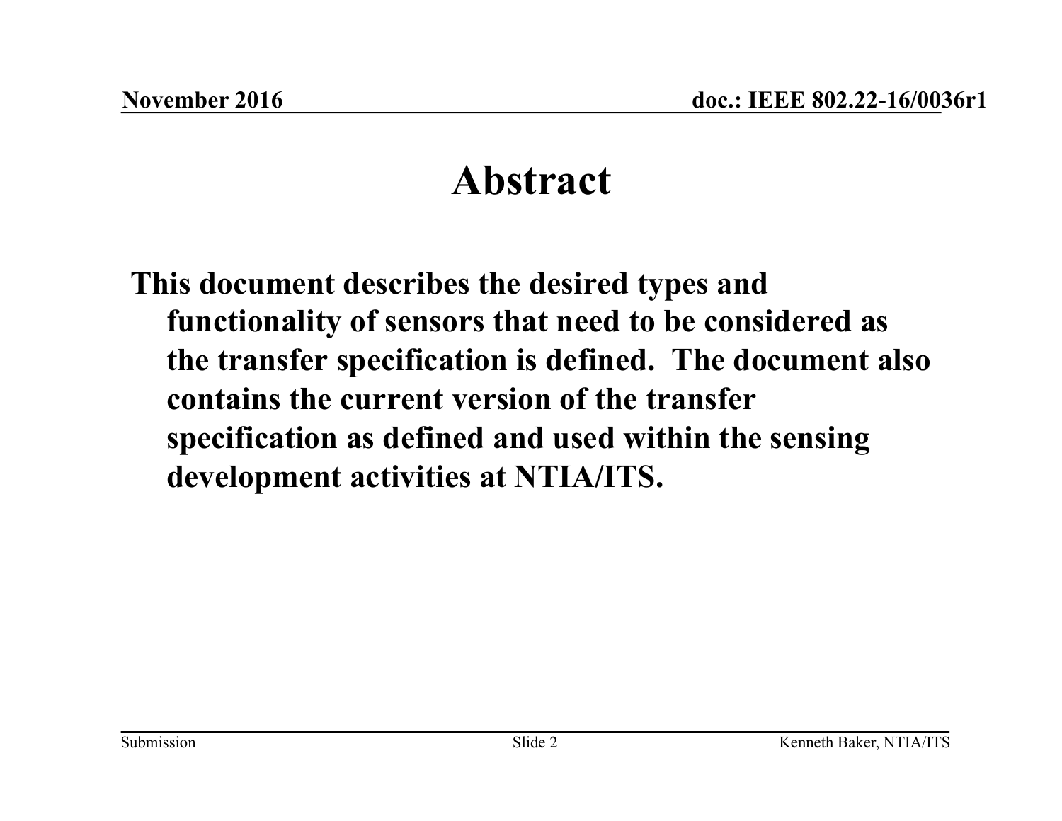# Abstract

**This document describes the desired types and functionality of sensors that need to be considered as the transfer specification is defined. The document also contains the current version of the transfer specification as defined and used within the sensing development activities at NTIA/ITS.**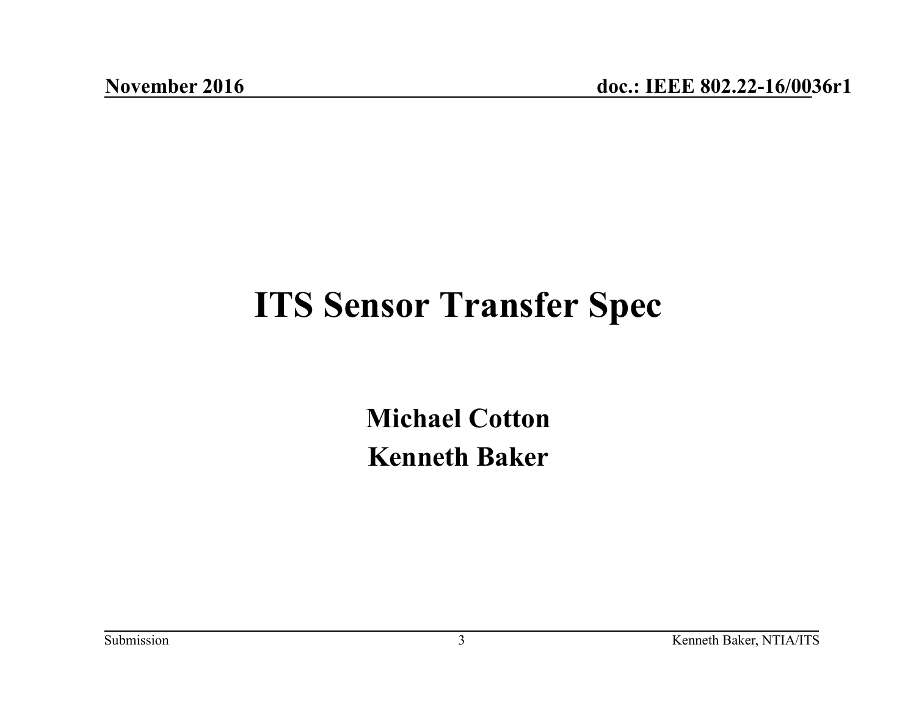# ITS Sensor Transfer Spec

**Michael Cotton**

**Kenneth Baker**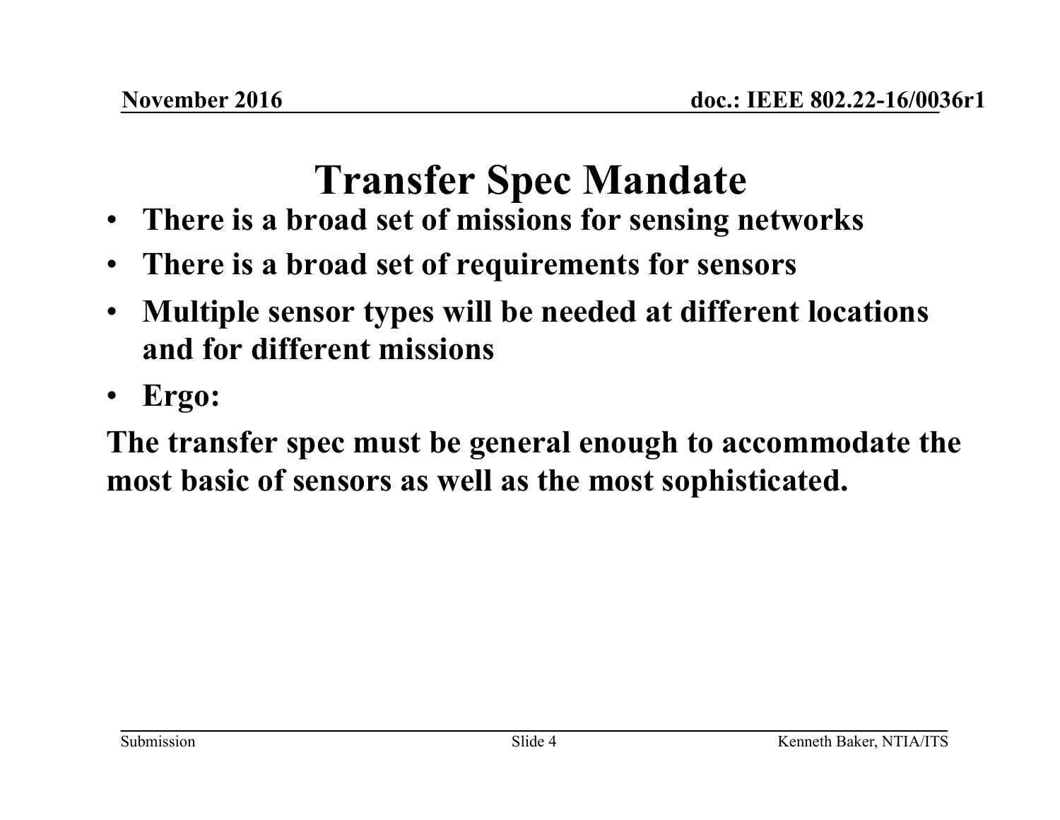# Transfer Spec Mandate

- **There is a broad set of missions for sensing networks**
- **There is a broad set of requirements for sensors**
- **Multiple sensor types will be needed at different locations and for different missions**
- **Ergo:**

**The transfer spec must be general enough to accommodate the most basic of sensors as well as the most sophisticated.**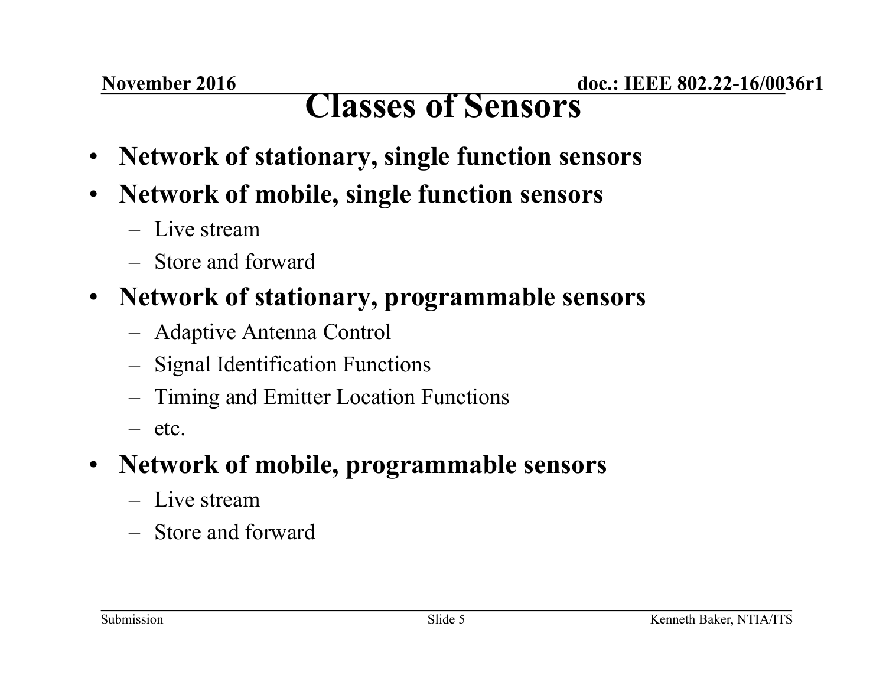# Classes of Sensors

- **Network of stationary, single function sensors**
- **Network of mobile, single function sensors**
  - Live stream
  - Store and forward
- **Network of stationary, programmable sensors**
  - Adaptive Antenna Control
  - Signal Identification Functions
  - Timing and Emitter Location Functions
  - etc.
- **Network of mobile, programmable sensors**
  - Live stream
  - Store and forward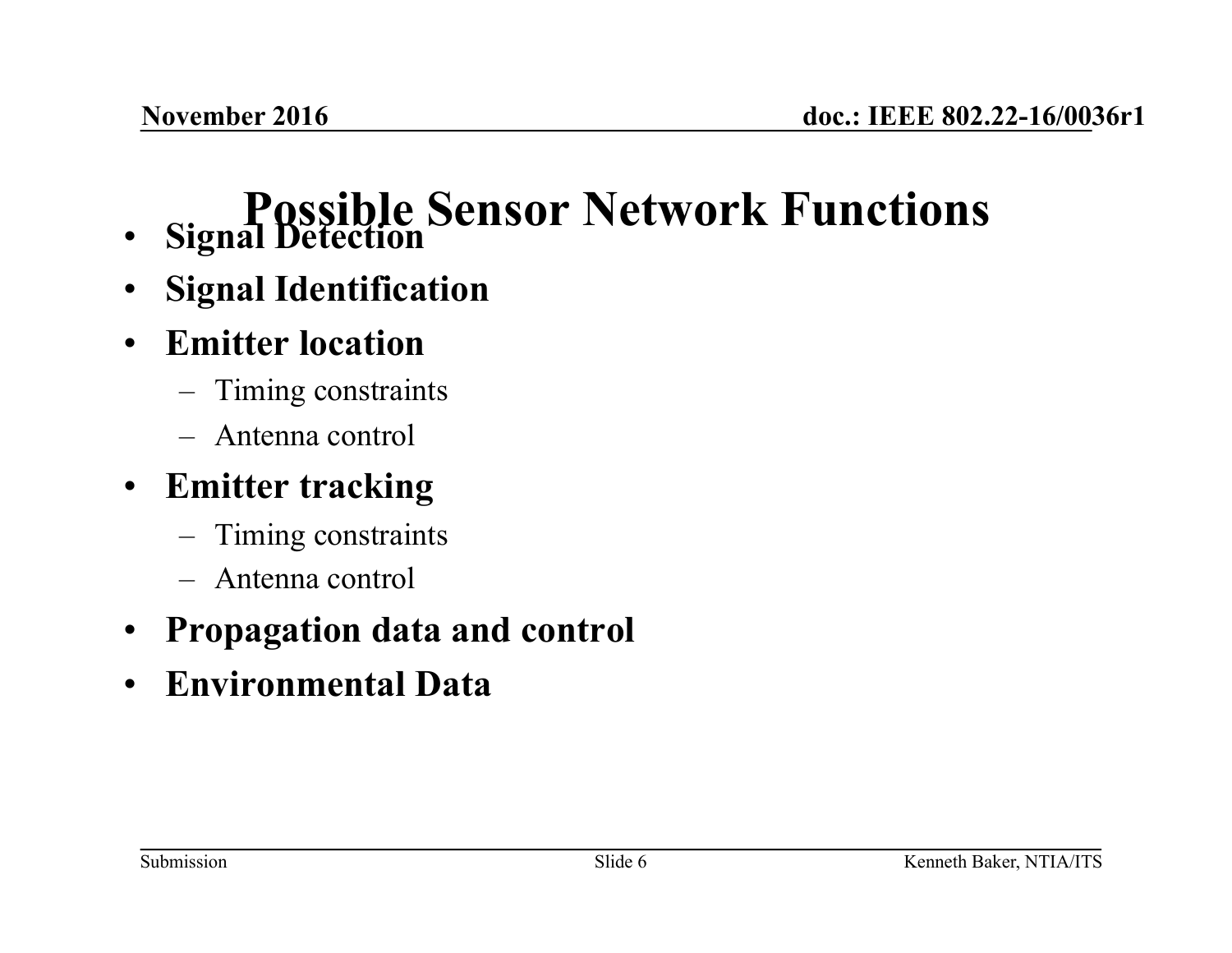# Possible Sensor Network Functions

- **Signal Detection**
- **Signal Identification**
- **Emitter location**
  - Timing constraints
  - Antenna control
- **Emitter tracking**
  - Timing constraints
  - Antenna control
- **Propagation data and control**
- **Environmental Data**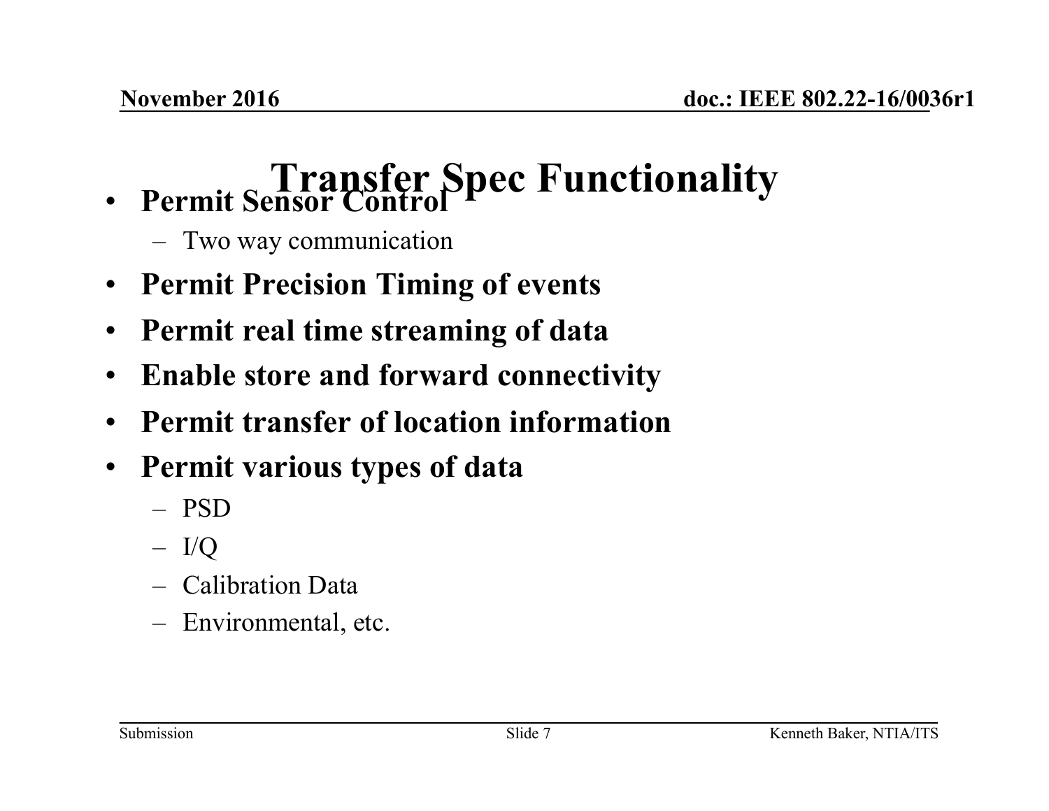# Transfer Spec Functionality

- **Permit Sensor Control**
  - Two way communication
- **Permit Precision Timing of events**
- **Permit real time streaming of data**
- **Enable store and forward connectivity**
- **Permit transfer of location information**
- **Permit various types of data**
  - PSD
  - I/Q
  - Calibration Data
  - Environmental, etc.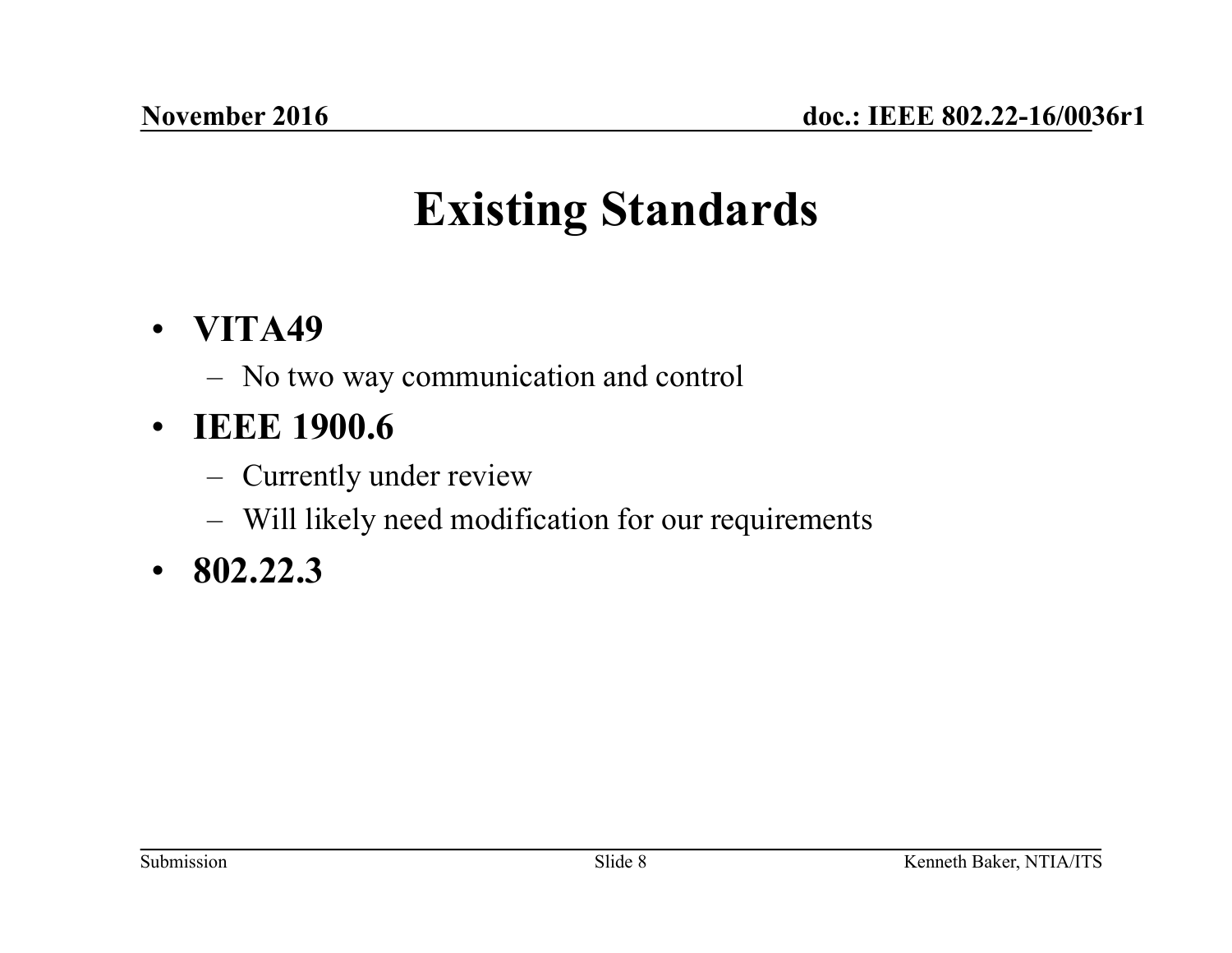# Existing Standards

- **VITA49**
  - No two way communication and control
- **IEEE 1900.6**
  - Currently under review
  - Will likely need modification for our requirements
- **802.22.3**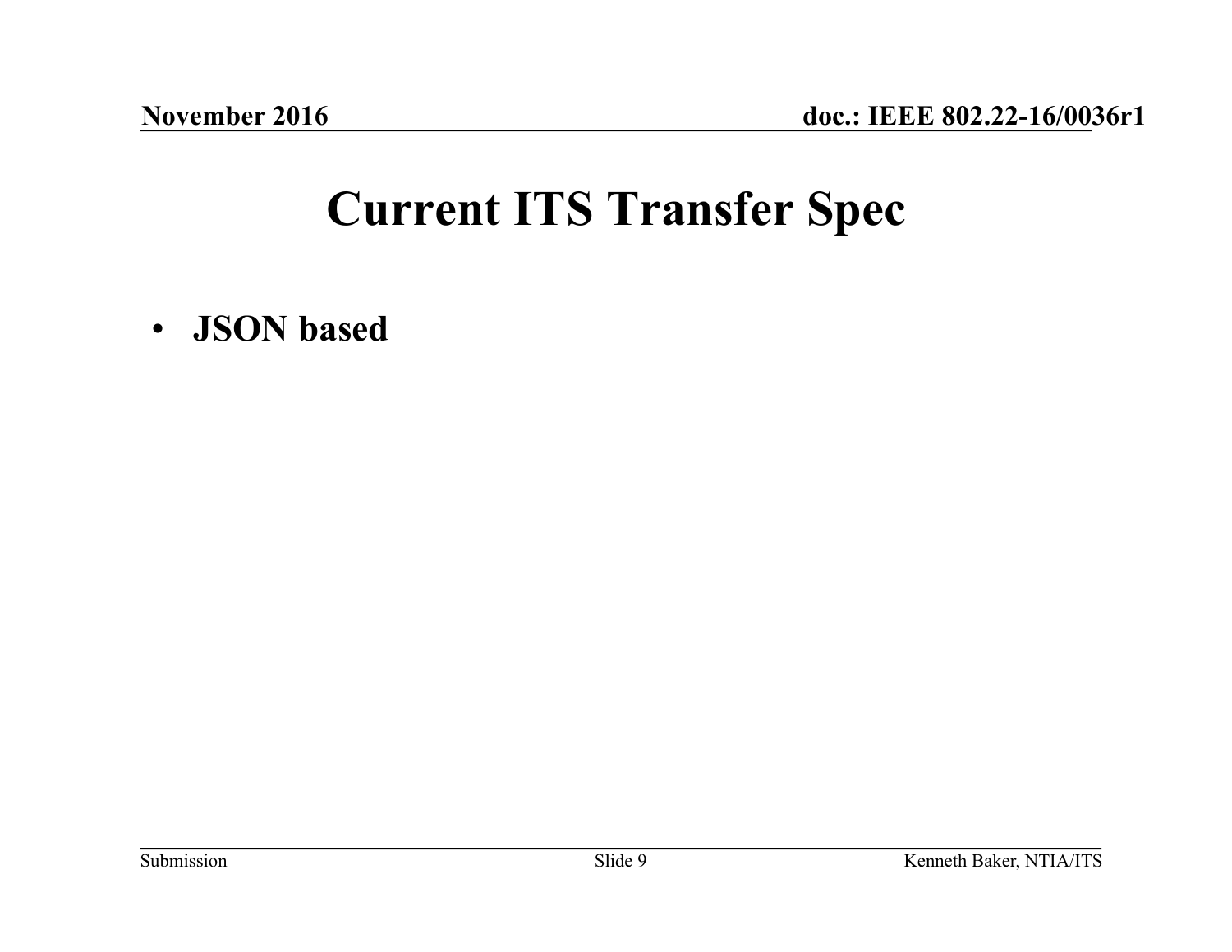# Current ITS Transfer Spec

- **JSON based**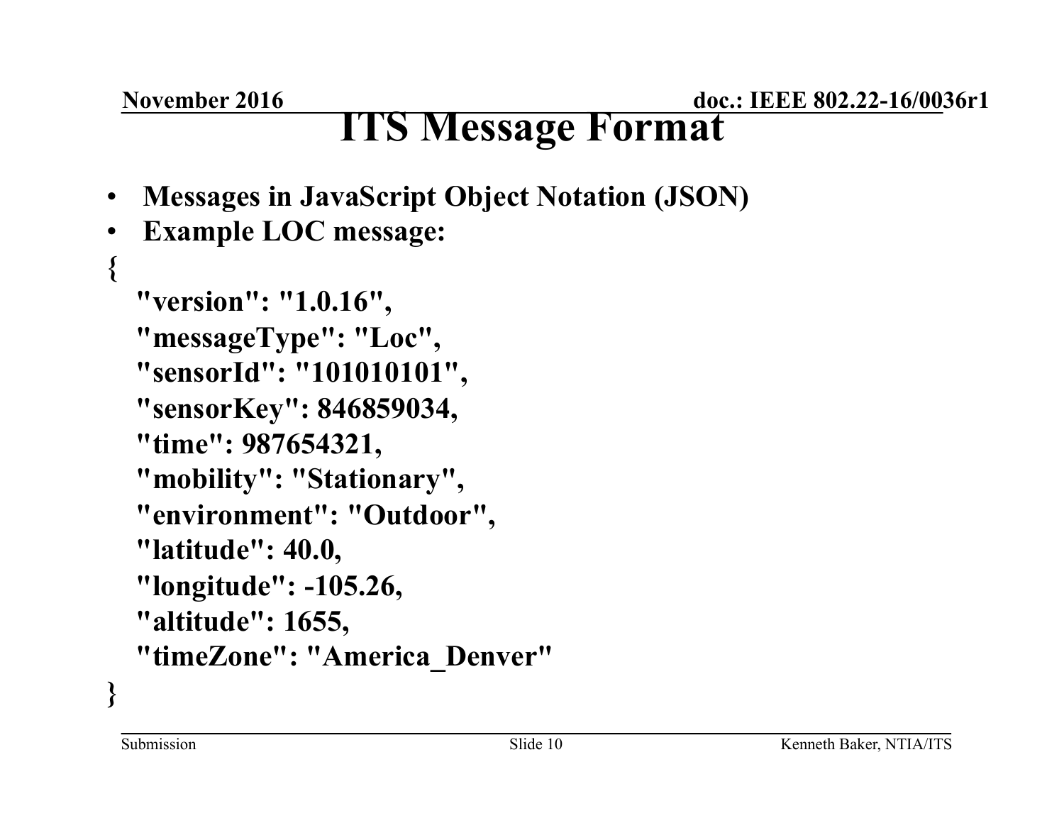# ITS Message Format

- **Messages in JavaScript Object Notation (JSON)**
- **Example LOC message:**

```
{
  "version": "1.0.16",
  "messageType": "Loc",
  "sensorId": "101010101",
  "sensorKey": 846859034,
  "time": 987654321,
  "mobility": "Stationary",
  "environment": "Outdoor",
  "latitude": 40.0,
  "longitude": -105.26,
  "altitude": 1655,
  "timeZone": "America_Denver"
}
```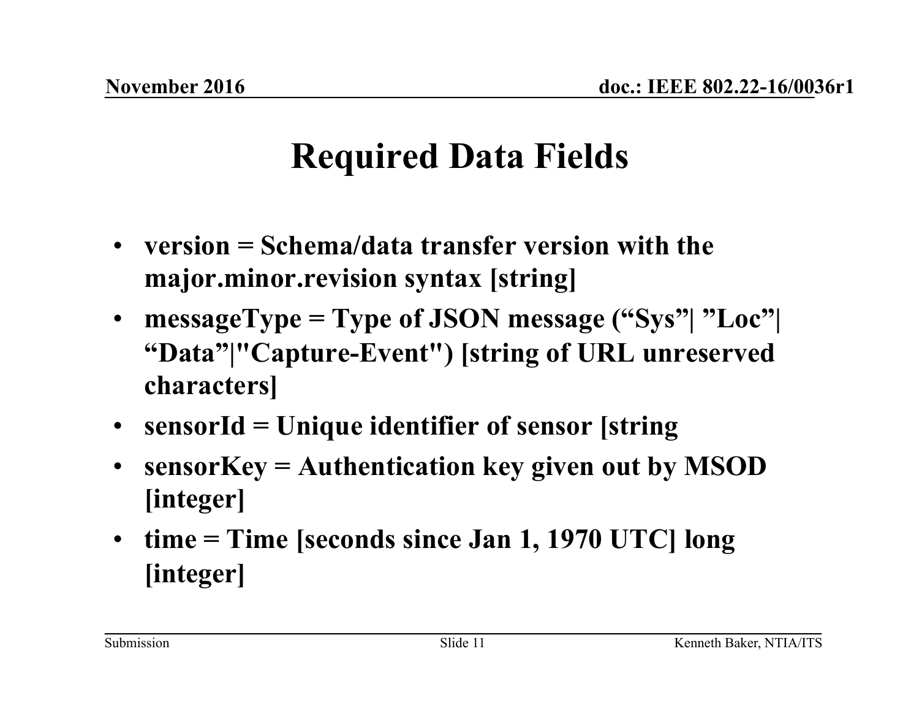# Required Data Fields

- **version = Schema/data transfer version with the major.minor.revision syntax [string]**
- **messageType = Type of JSON message (“Sys”| ”Loc”| “Data”|"Capture-Event") [string of URL unreserved characters]**
- **sensorId = Unique identifier of sensor [string**
- **sensorKey = Authentication key given out by MSOD [integer]**
- **time = Time [seconds since Jan 1, 1970 UTC] long [integer]**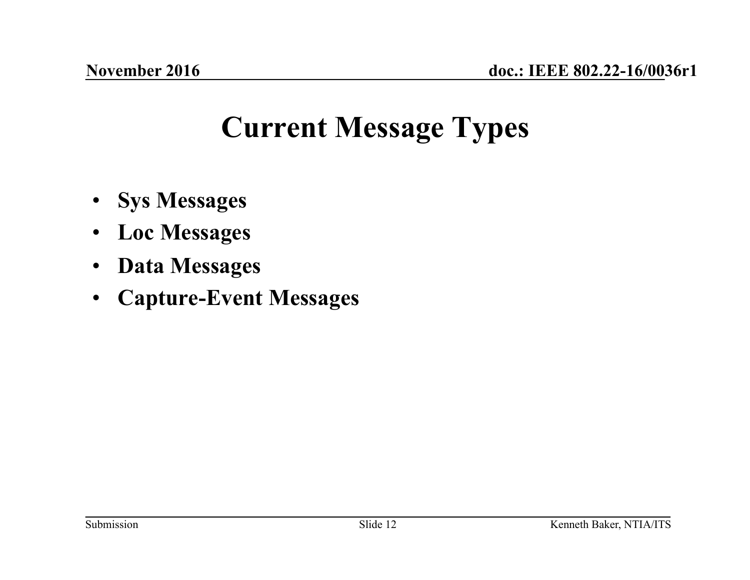# Current Message Types

- **Sys Messages**
- **Loc Messages**
- **Data Messages**
- **Capture-Event Messages**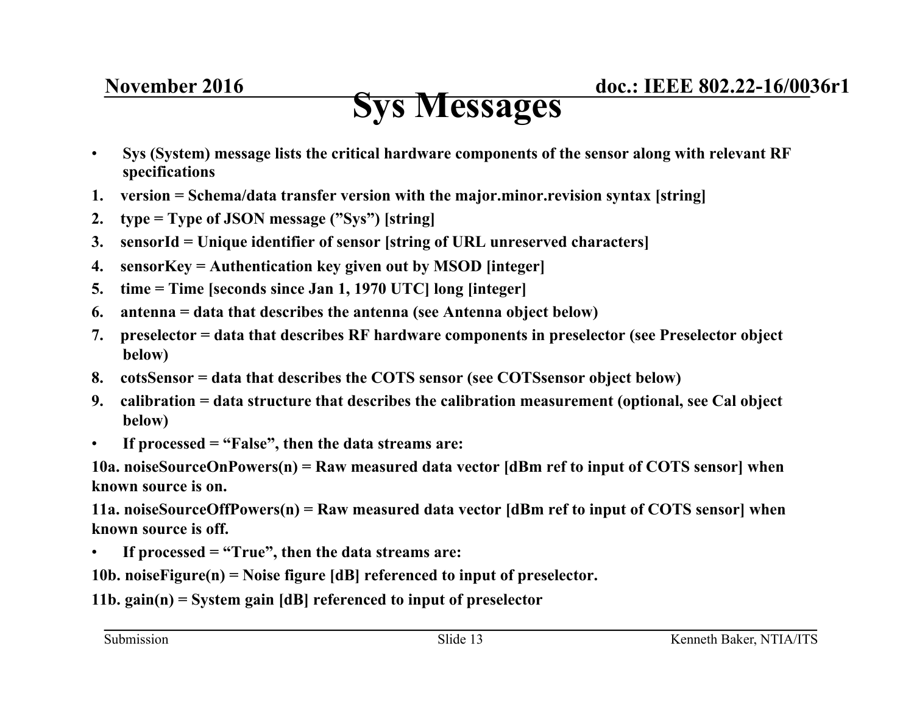# Sys Messages

- Sys (System) message lists the critical hardware components of the sensor along with relevant RF specifications

1. version = Schema/data transfer version with the major.minor.revision syntax [string]
2. type = Type of JSON message (”Sys”) [string]
3. sensorId = Unique identifier of sensor [string of URL unreserved characters]
4. sensorKey = Authentication key given out by MSOD [integer]
5. time = Time [seconds since Jan 1, 1970 UTC] long [integer]
6. antenna = data that describes the antenna (see Antenna object below)
7. preselector = data that describes RF hardware components in preselector (see Preselector object below)
8. cotsSensor = data that describes the COTS sensor (see COTSsensor object below)
9. calibration = data structure that describes the calibration measurement (optional, see Cal object below)

- If processed = “False”, then the data streams are:

10a. noiseSourceOnPowers(n) = Raw measured data vector [dBm ref to input of COTS sensor] when known source is on.

11a. noiseSourceOffPowers(n) = Raw measured data vector [dBm ref to input of COTS sensor] when known source is off.

- If processed = “True”, then the data streams are:

10b. noiseFigure(n) = Noise figure [dB] referenced to input of preselector.

11b. gain(n) = System gain [dB] referenced to input of preselector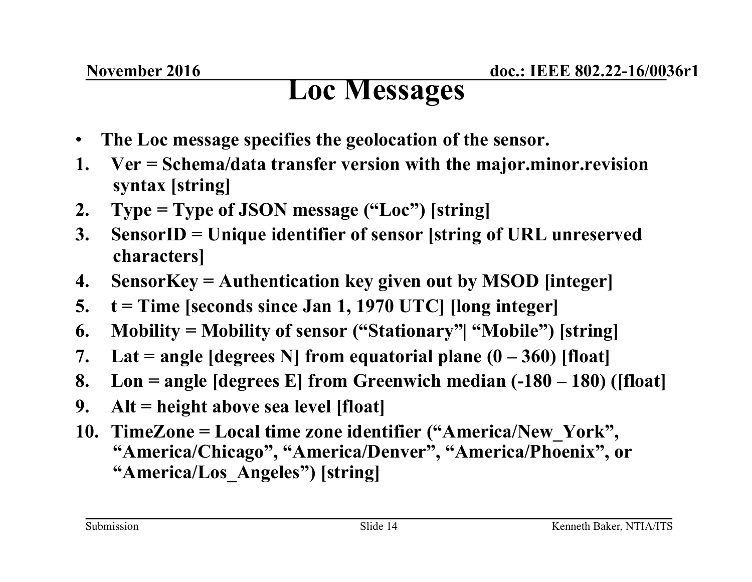# Loc Messages

- **The Loc message specifies the geolocation of the sensor.**

1. **Ver = Schema/data transfer version with the major.minor.revision syntax [string]**
2. **Type = Type of JSON message ("Loc") [string]**
3. **SensorID = Unique identifier of sensor [string of URL unreserved characters]**
4. **SensorKey = Authentication key given out by MSOD [integer]**
5. **t = Time [seconds since Jan 1, 1970 UTC] [long integer]**
6. **Mobility = Mobility of sensor ("Stationary"| "Mobile") [string]**
7. **Lat = angle [degrees N] from equatorial plane (0 – 360) [float]**
8. **Lon = angle [degrees E] from Greenwich median (-180 – 180) ([float]**
9. **Alt = height above sea level [float]**
10. **TimeZone = Local time zone identifier ("America/New_York", "America/Chicago", "America/Denver", "America/Phoenix", or "America/Los_Angeles") [string]**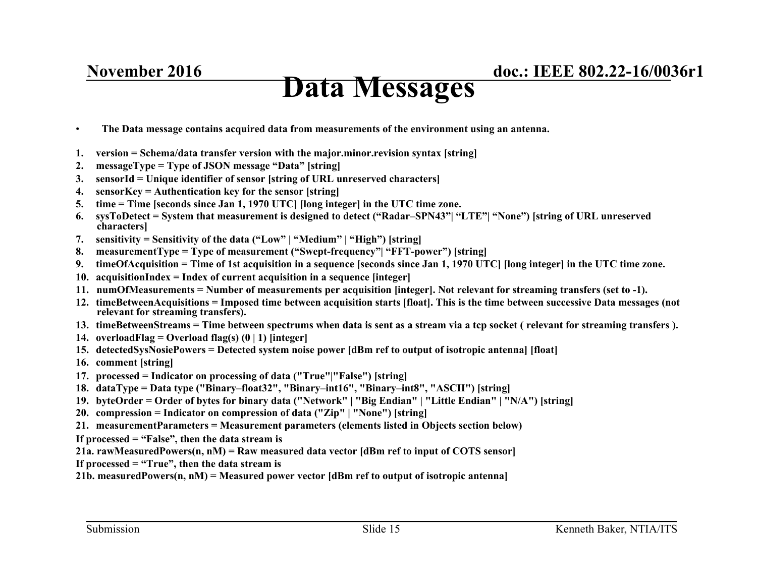# Data Messages

- The Data message contains acquired data from measurements of the environment using an antenna.

1. version = Schema/data transfer version with the major.minor.revision syntax [string]
2. messageType = Type of JSON message “Data” [string]
3. sensorId = Unique identifier of sensor [string of URL unreserved characters]
4. sensorKey = Authentication key for the sensor [string]
5. time = Time [seconds since Jan 1, 1970 UTC] [long integer] in the UTC time zone.
6. sysToDetect = System that measurement is designed to detect (“Radar–SPN43”| “LTE”| “None”) [string of URL unreserved characters]
7. sensitivity = Sensitivity of the data (“Low” | “Medium” | “High”) [string]
8. measurementType = Type of measurement (“Swept-frequency”| “FFT-power”) [string]
9. timeOfAcquisition = Time of 1st acquisition in a sequence [seconds since Jan 1, 1970 UTC] [long integer] in the UTC time zone.
10. acquisitionIndex = Index of current acquisition in a sequence [integer]
11. numOfMeasurements = Number of measurements per acquisition [integer]. Not relevant for streaming transfers (set to -1).
12. timeBetweenAcquisitions = Imposed time between acquisition starts [float]. This is the time between successive Data messages (not relevant for streaming transfers).
13. timeBetweenStreams = Time between spectrums when data is sent as a stream via a tcp socket ( relevant for streaming transfers ).
14. overloadFlag = Overload flag(s) (0 | 1) [integer]
15. detectedSysNosiePowers = Detected system noise power [dBm ref to output of isotropic antenna] [float]
16. comment [string]
17. processed = Indicator on processing of data ("True"|"False") [string]
18. dataType = Data type ("Binary–float32", "Binary–int16", "Binary–int8", "ASCII") [string]
19. byteOrder = Order of bytes for binary data ("Network" | "Big Endian" | "Little Endian" | "N/A") [string]
20. compression = Indicator on compression of data ("Zip" | "None") [string]
21. measurementParameters = Measurement parameters (elements listed in Objects section below)

If processed = “False”, then the data stream is

21a. rawMeasuredPowers(n, nM) = Raw measured data vector [dBm ref to input of COTS sensor]

If processed = “True”, then the data stream is

21b. measuredPowers(n, nM) = Measured power vector [dBm ref to output of isotropic antenna]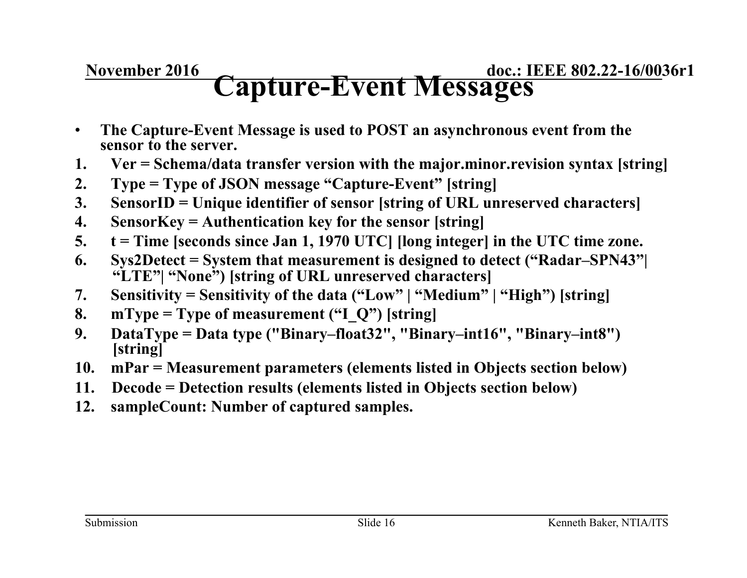# Capture-Event Messages

- **The Capture-Event Message is used to POST an asynchronous event from the sensor to the server.**

1. **Ver = Schema/data transfer version with the major.minor.revision syntax [string]**
2. **Type = Type of JSON message “Capture-Event” [string]**
3. **SensorID = Unique identifier of sensor [string of URL unreserved characters]**
4. **SensorKey = Authentication key for the sensor [string]**
5. **t = Time [seconds since Jan 1, 1970 UTC] [long integer] in the UTC time zone.**
6. **Sys2Detect = System that measurement is designed to detect (“Radar–SPN43”| “LTE”| “None”) [string of URL unreserved characters]**
7. **Sensitivity = Sensitivity of the data (“Low” | “Medium” | “High”) [string]**
8. **mType = Type of measurement (“I_Q”) [string]**
9. **DataType = Data type ("Binary–float32", "Binary–int16", "Binary–int8") [string]**
10. **mPar = Measurement parameters (elements listed in Objects section below)**
11. **Decode = Detection results (elements listed in Objects section below)**
12. **sampleCount: Number of captured samples.**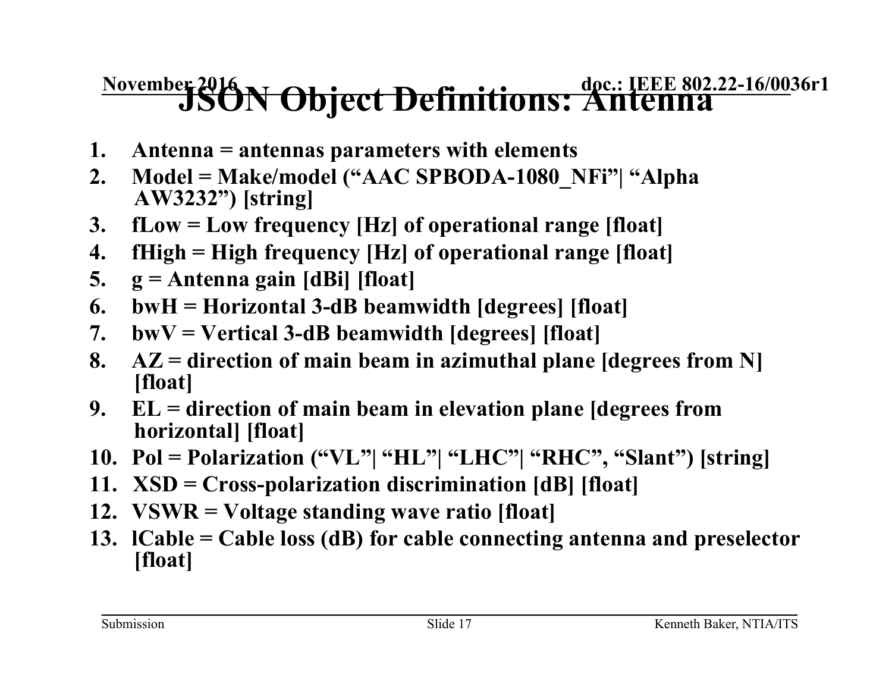# JSON Object Definitions: Antenna

1. **Antenna = antennas parameters with elements**
2. **Model = Make/model (“AAC SPBODA-1080_NFi”| “Alpha AW3232”) [string]**
3. **fLow = Low frequency [Hz] of operational range [float]**
4. **fHigh = High frequency [Hz] of operational range [float]**
5. **g = Antenna gain [dBi] [float]**
6. **bwH = Horizontal 3-dB beamwidth [degrees] [float]**
7. **bwV = Vertical 3-dB beamwidth [degrees] [float]**
8. **AZ = direction of main beam in azimuthal plane [degrees from N] [float]**
9. **EL = direction of main beam in elevation plane [degrees from horizontal] [float]**
10. **Pol = Polarization (“VL”| “HL”| “LHC”| “RHC”, “Slant”) [string]**
11. **XSD = Cross-polarization discrimination [dB] [float]**
12. **VSWR = Voltage standing wave ratio [float]**
13. **lCable = Cable loss (dB) for cable connecting antenna and preselector [float]**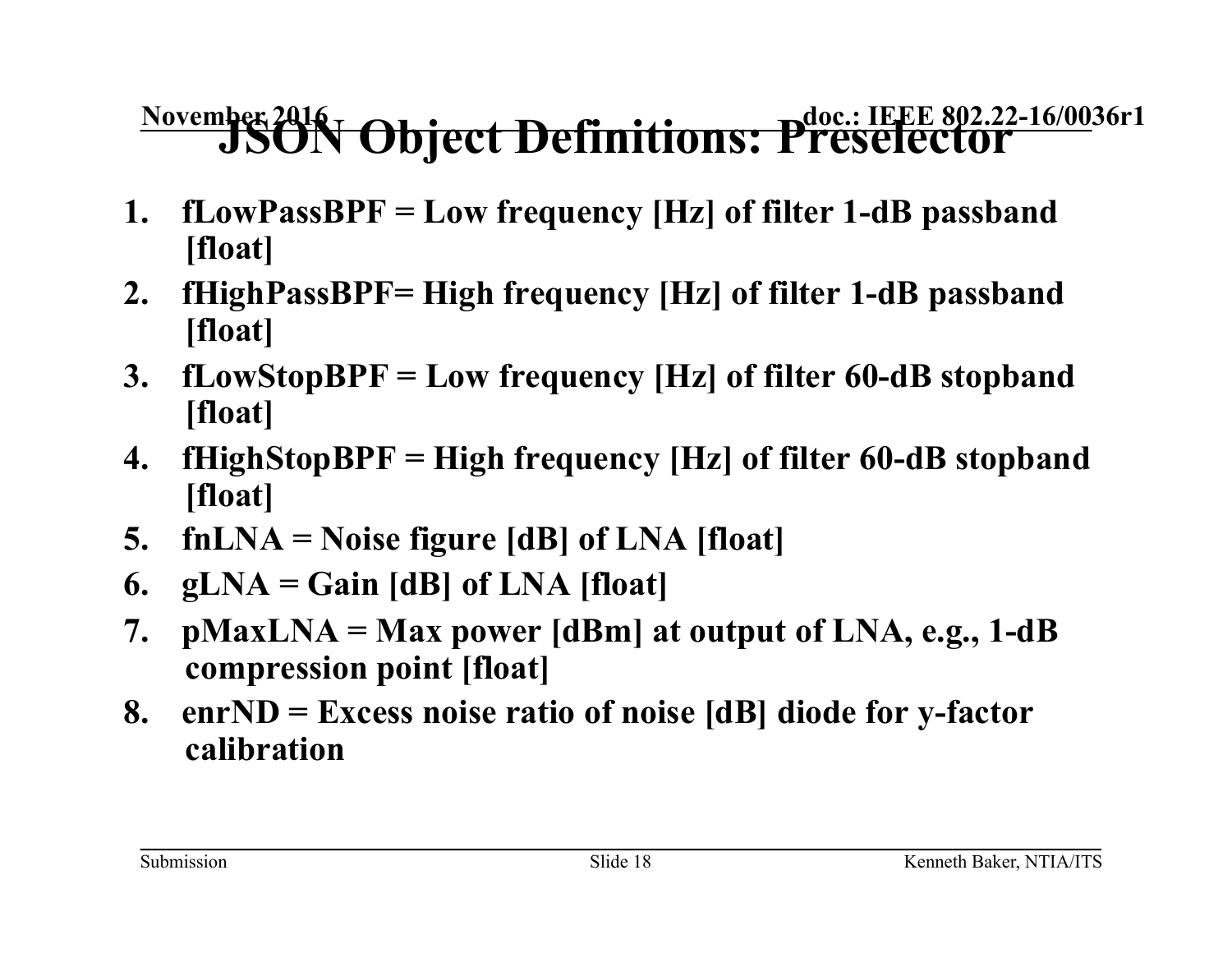# JSON Object Definitions: Preselector

1. **fLowPassBPF = Low frequency [Hz] of filter 1-dB passband [float]**
2. **fHighPassBPF= High frequency [Hz] of filter 1-dB passband [float]**
3. **fLowStopBPF = Low frequency [Hz] of filter 60-dB stopband [float]**
4. **fHighStopBPF = High frequency [Hz] of filter 60-dB stopband [float]**
5. **fnLNA = Noise figure [dB] of LNA [float]**
6. **gLNA = Gain [dB] of LNA [float]**
7. **pMaxLNA = Max power [dBm] at output of LNA, e.g., 1-dB compression point [float]**
8. **enrND = Excess noise ratio of noise [dB] diode for y-factor calibration**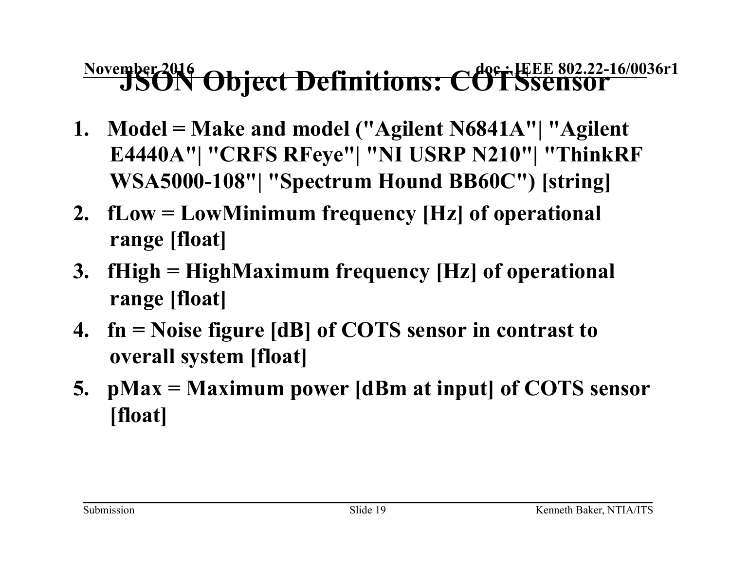# JSON Object Definitions: COTSsensor

1. **Model = Make and model ("Agilent N6841A"| "Agilent E4440A"| "CRFS RFeye"| "NI USRP N210"| "ThinkRF WSA5000-108"| "Spectrum Hound BB60C") [string]**
2. **fLow = LowMinimum frequency [Hz] of operational range [float]**
3. **fHigh = HighMaximum frequency [Hz] of operational range [float]**
4. **fn = Noise figure [dB] of COTS sensor in contrast to overall system [float]**
5. **pMax = Maximum power [dBm at input] of COTS sensor [float]**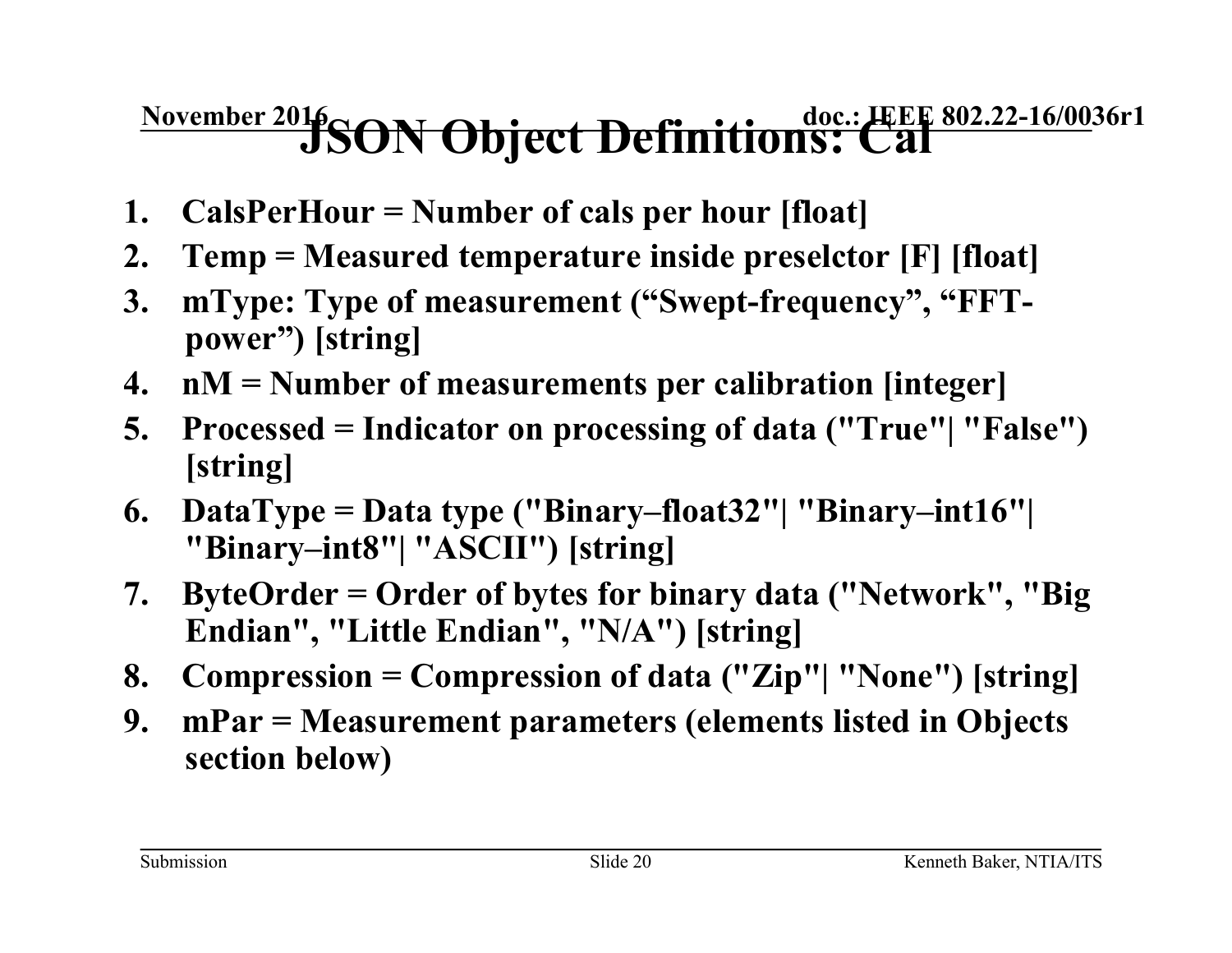# JSON Object Definitions: Cal

1. **CalsPerHour = Number of cals per hour [float]**
2. **Temp = Measured temperature inside preselctor [F] [float]**
3. **mType: Type of measurement (“Swept-frequency”, “FFT-power”) [string]**
4. **nM = Number of measurements per calibration [integer]**
5. **Processed = Indicator on processing of data ("True"| "False") [string]**
6. **DataType = Data type ("Binary–float32"| "Binary–int16"| "Binary–int8"| "ASCII") [string]**
7. **ByteOrder = Order of bytes for binary data ("Network", "Big Endian", "Little Endian", "N/A") [string]**
8. **Compression = Compression of data ("Zip"| "None") [string]**
9. **mPar = Measurement parameters (elements listed in Objects section below)**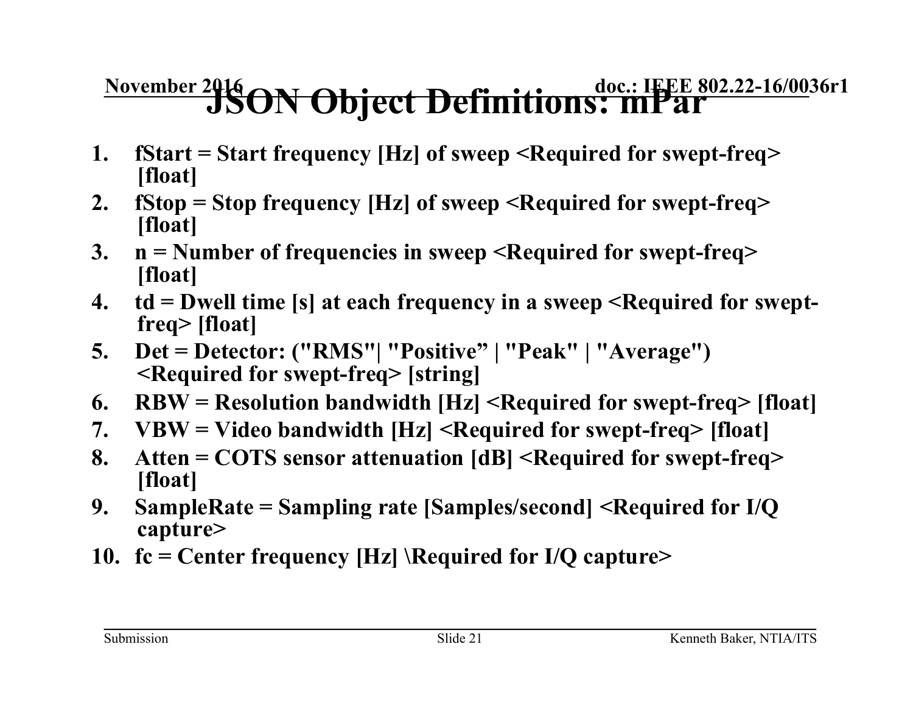# JSON Object Definitions: mPar

1. **fStart = Start frequency [Hz] of sweep <Required for swept-freq> [float]**
2. **fStop = Stop frequency [Hz] of sweep <Required for swept-freq> [float]**
3. **n = Number of frequencies in sweep <Required for swept-freq> [float]**
4. **td = Dwell time [s] at each frequency in a sweep <Required for swept-freq> [float]**
5. **Det = Detector: ("RMS"| "Positive” | "Peak" | "Average") <Required for swept-freq> [string]**
6. **RBW = Resolution bandwidth [Hz] <Required for swept-freq> [float]**
7. **VBW = Video bandwidth [Hz] <Required for swept-freq> [float]**
8. **Atten = COTS sensor attenuation [dB] <Required for swept-freq> [float]**
9. **SampleRate = Sampling rate [Samples/second] <Required for I/Q capture>**
10. **fc = Center frequency [Hz] \Required for I/Q capture>**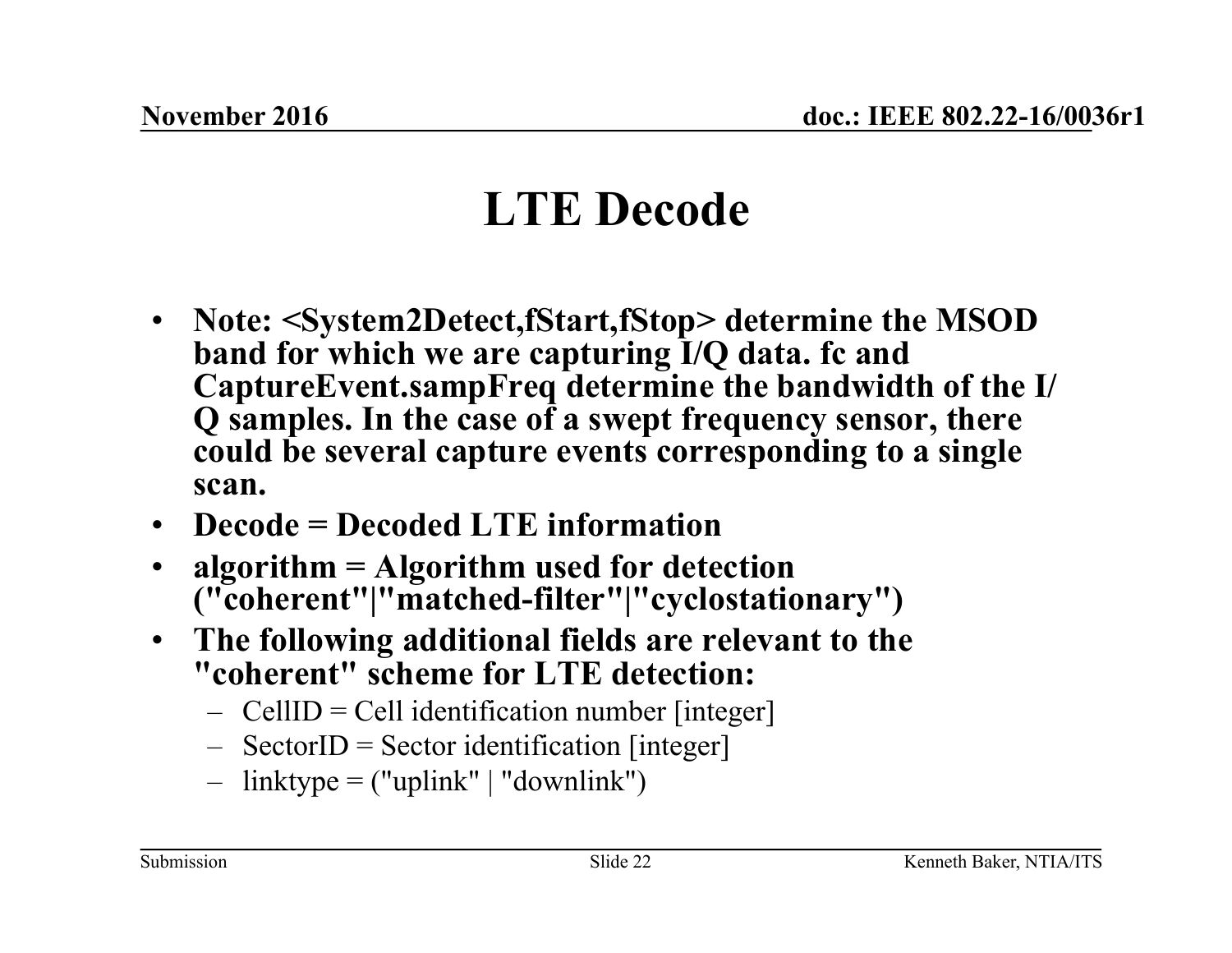# LTE Decode

- **Note: <System2Detect,fStart,fStop> determine the MSOD band for which we are capturing I/Q data. fc and CaptureEvent.sampFreq determine the bandwidth of the I/Q samples. In the case of a swept frequency sensor, there could be several capture events corresponding to a single scan.**
- **Decode = Decoded LTE information**
- **algorithm = Algorithm used for detection ("coherent"|"matched-filter"|"cyclostationary")**
- **The following additional fields are relevant to the "coherent" scheme for LTE detection:**
  - CellID = Cell identification number [integer]
  - SectorID = Sector identification [integer]
  - linktype = ("uplink" | "downlink")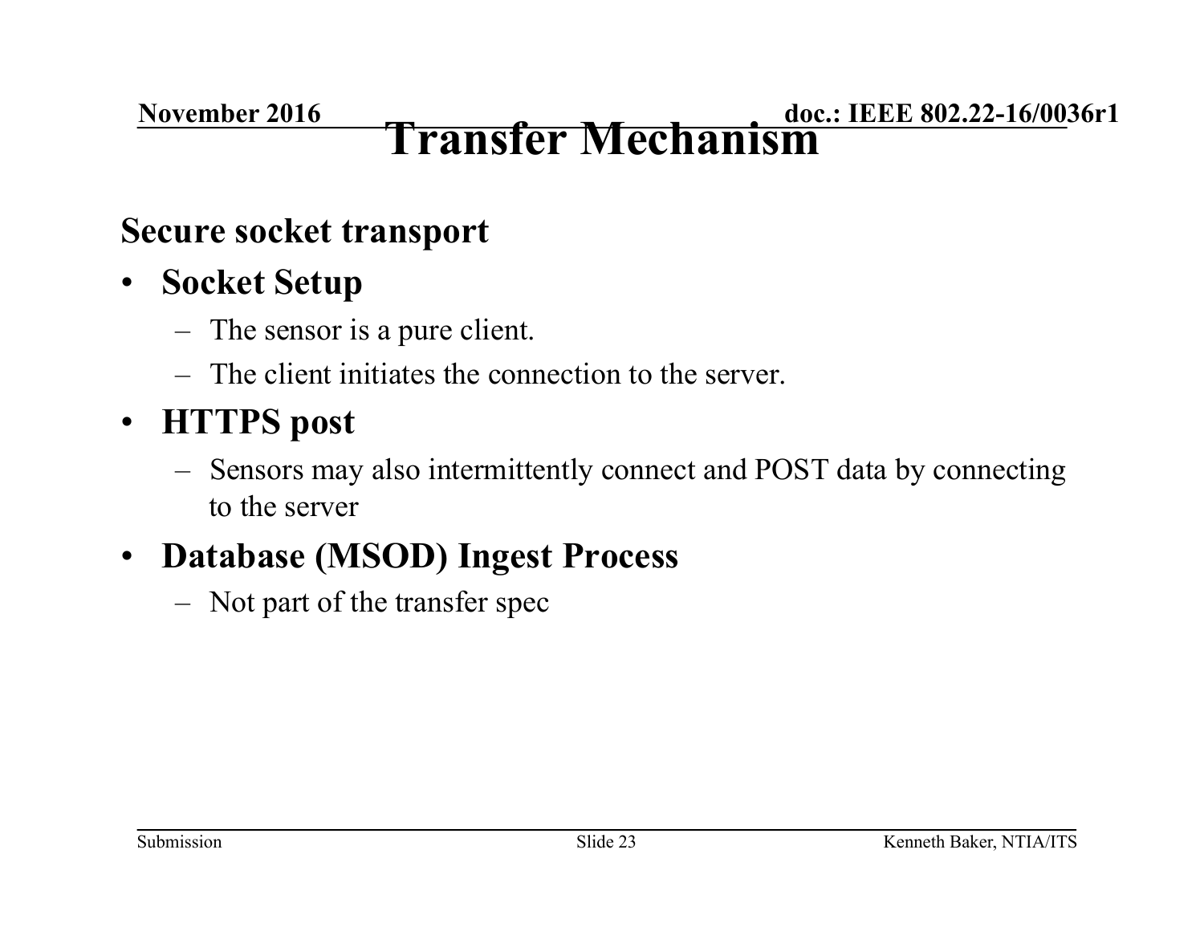# Transfer Mechanism

**Secure socket transport**

- **Socket Setup**
  - The sensor is a pure client.
  - The client initiates the connection to the server.
- **HTTPS post**
  - Sensors may also intermittently connect and POST data by connecting to the server
- **Database (MSOD) Ingest Process**
  - Not part of the transfer spec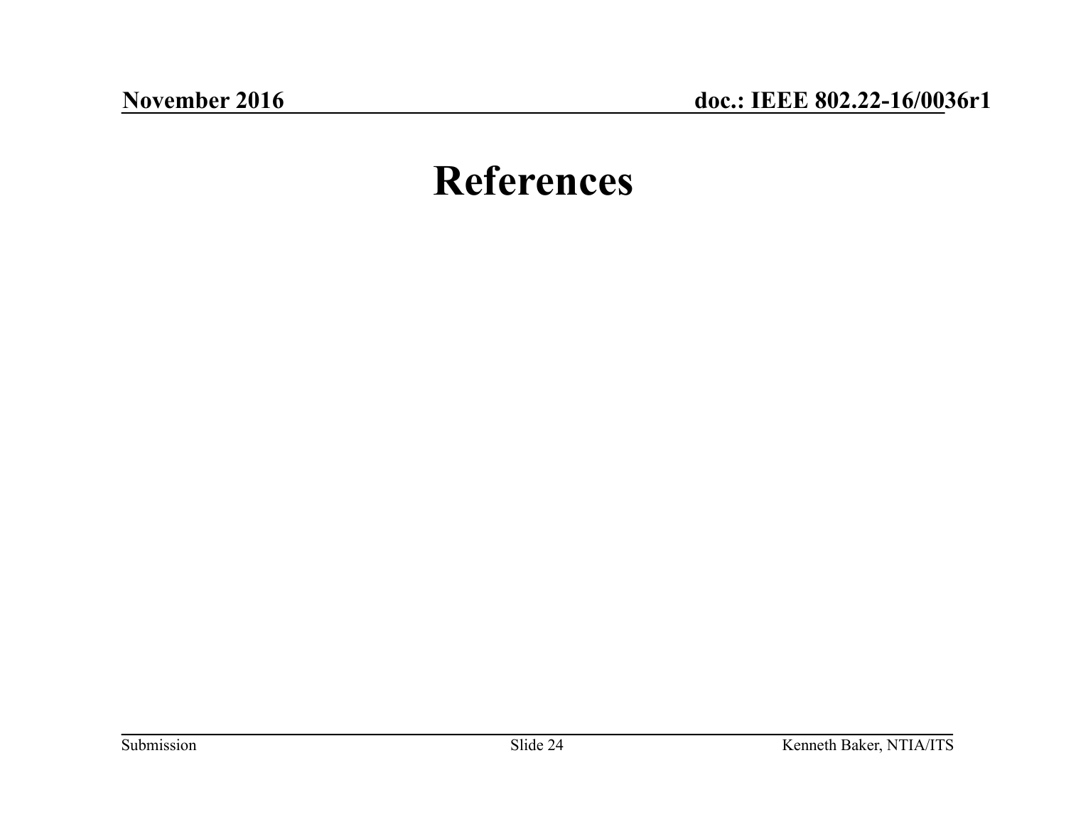# References